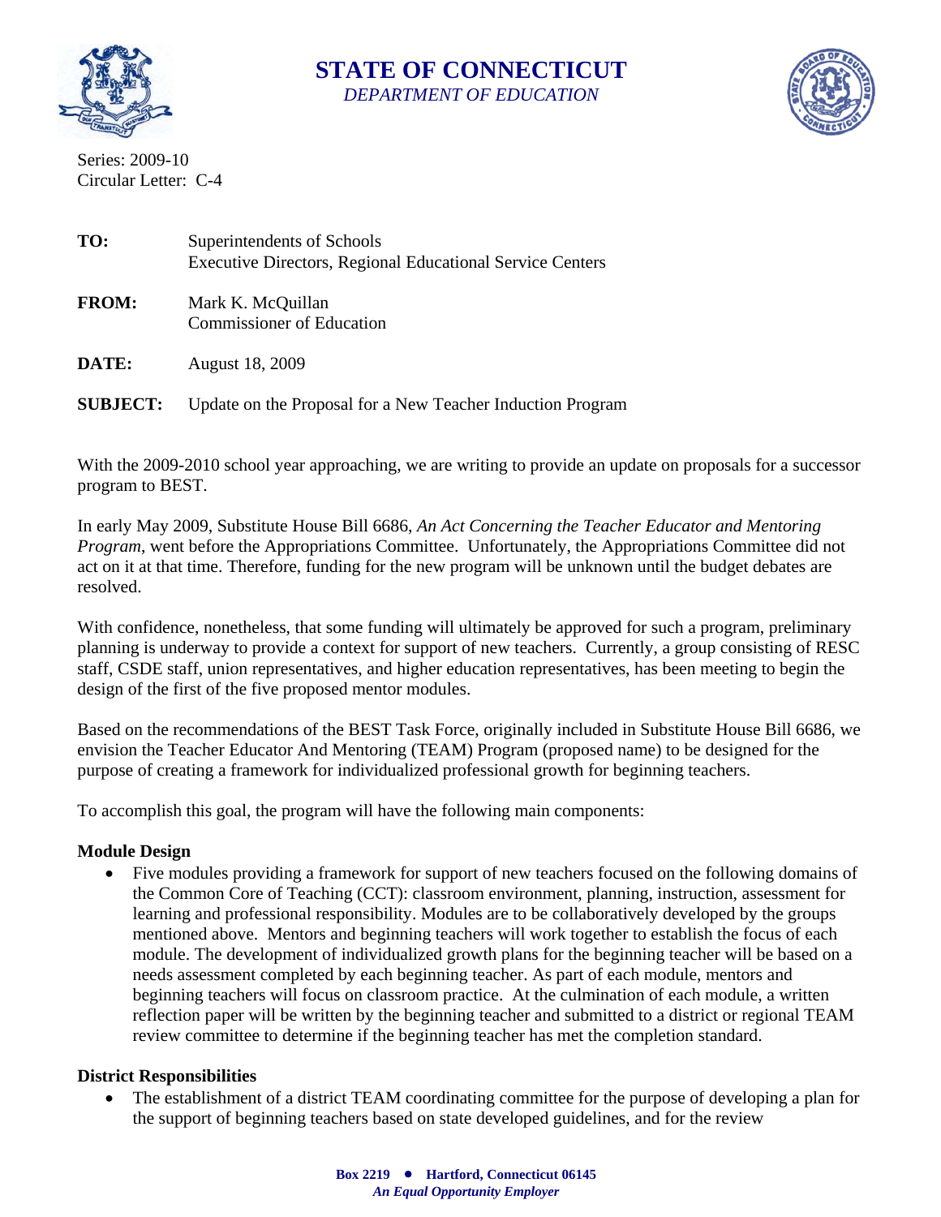# STATE OF CONNECTICUT

*DEPARTMENT OF EDUCATION*

Series: 2009-10
Circular Letter: C-4

**TO:** Superintendents of Schools
Executive Directors, Regional Educational Service Centers

**FROM:** Mark K. McQuillan
Commissioner of Education

**DATE:** August 18, 2009

**SUBJECT:** Update on the Proposal for a New Teacher Induction Program

With the 2009-2010 school year approaching, we are writing to provide an update on proposals for a successor program to BEST.

In early May 2009, Substitute House Bill 6686, *An Act Concerning the Teacher Educator and Mentoring Program*, went before the Appropriations Committee. Unfortunately, the Appropriations Committee did not act on it at that time. Therefore, funding for the new program will be unknown until the budget debates are resolved.

With confidence, nonetheless, that some funding will ultimately be approved for such a program, preliminary planning is underway to provide a context for support of new teachers. Currently, a group consisting of RESC staff, CSDE staff, union representatives, and higher education representatives, has been meeting to begin the design of the first of the five proposed mentor modules.

Based on the recommendations of the BEST Task Force, originally included in Substitute House Bill 6686, we envision the Teacher Educator And Mentoring (TEAM) Program (proposed name) to be designed for the purpose of creating a framework for individualized professional growth for beginning teachers.

To accomplish this goal, the program will have the following main components:

**Module Design**

- Five modules providing a framework for support of new teachers focused on the following domains of the Common Core of Teaching (CCT): classroom environment, planning, instruction, assessment for learning and professional responsibility. Modules are to be collaboratively developed by the groups mentioned above. Mentors and beginning teachers will work together to establish the focus of each module. The development of individualized growth plans for the beginning teacher will be based on a needs assessment completed by each beginning teacher. As part of each module, mentors and beginning teachers will focus on classroom practice. At the culmination of each module, a written reflection paper will be written by the beginning teacher and submitted to a district or regional TEAM review committee to determine if the beginning teacher has met the completion standard.

**District Responsibilities**

- The establishment of a district TEAM coordinating committee for the purpose of developing a plan for the support of beginning teachers based on state developed guidelines, and for the review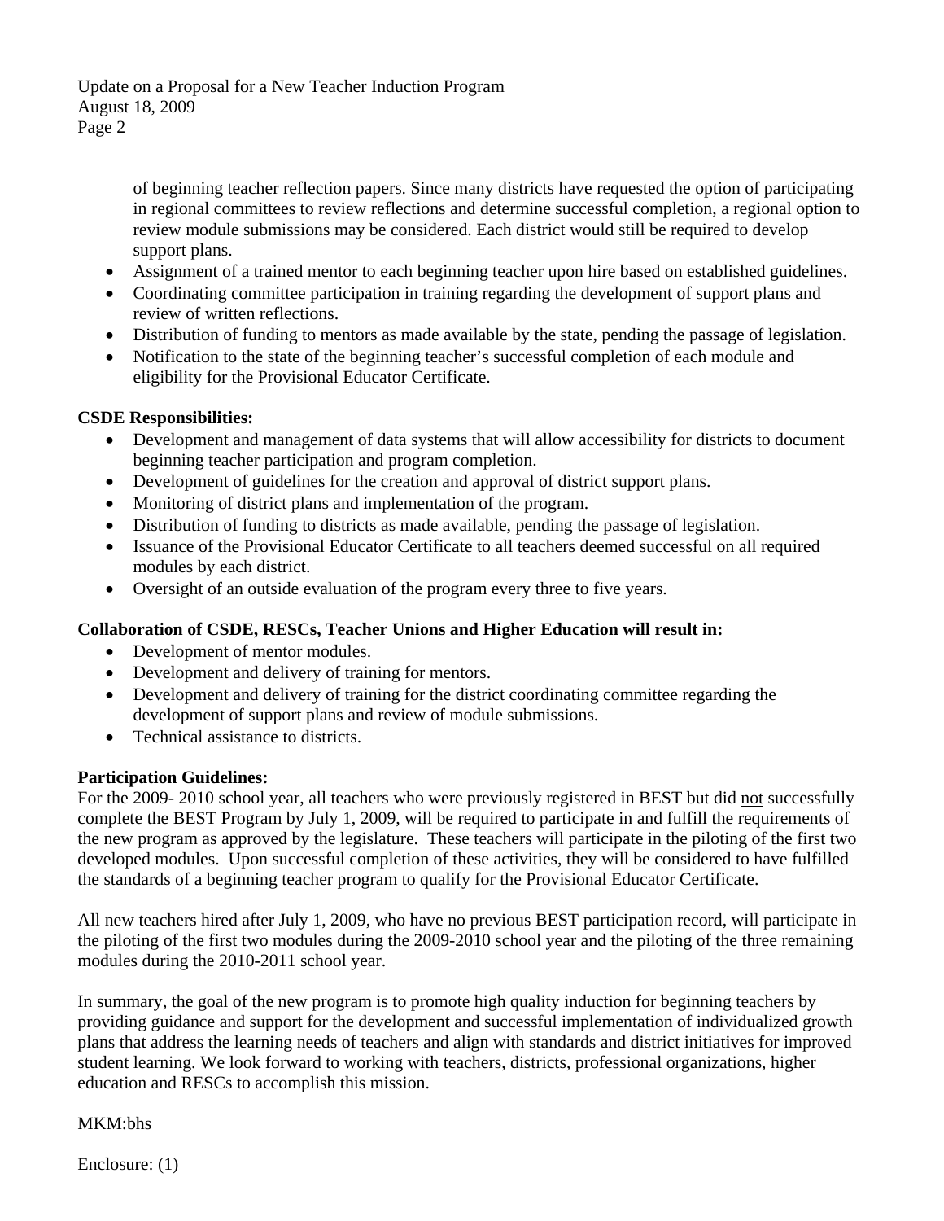of beginning teacher reflection papers. Since many districts have requested the option of participating in regional committees to review reflections and determine successful completion, a regional option to review module submissions may be considered. Each district would still be required to develop support plans.

- Assignment of a trained mentor to each beginning teacher upon hire based on established guidelines.
- Coordinating committee participation in training regarding the development of support plans and review of written reflections.
- Distribution of funding to mentors as made available by the state, pending the passage of legislation.
- Notification to the state of the beginning teacher's successful completion of each module and eligibility for the Provisional Educator Certificate.

**CSDE Responsibilities:**

- Development and management of data systems that will allow accessibility for districts to document beginning teacher participation and program completion.
- Development of guidelines for the creation and approval of district support plans.
- Monitoring of district plans and implementation of the program.
- Distribution of funding to districts as made available, pending the passage of legislation.
- Issuance of the Provisional Educator Certificate to all teachers deemed successful on all required modules by each district.
- Oversight of an outside evaluation of the program every three to five years.

**Collaboration of CSDE, RESCs, Teacher Unions and Higher Education will result in:**

- Development of mentor modules.
- Development and delivery of training for mentors.
- Development and delivery of training for the district coordinating committee regarding the development of support plans and review of module submissions.
- Technical assistance to districts.

**Participation Guidelines:**

For the 2009- 2010 school year, all teachers who were previously registered in BEST but did not successfully complete the BEST Program by July 1, 2009, will be required to participate in and fulfill the requirements of the new program as approved by the legislature. These teachers will participate in the piloting of the first two developed modules. Upon successful completion of these activities, they will be considered to have fulfilled the standards of a beginning teacher program to qualify for the Provisional Educator Certificate.

All new teachers hired after July 1, 2009, who have no previous BEST participation record, will participate in the piloting of the first two modules during the 2009-2010 school year and the piloting of the three remaining modules during the 2010-2011 school year.

In summary, the goal of the new program is to promote high quality induction for beginning teachers by providing guidance and support for the development and successful implementation of individualized growth plans that address the learning needs of teachers and align with standards and district initiatives for improved student learning. We look forward to working with teachers, districts, professional organizations, higher education and RESCs to accomplish this mission.

MKM:bhs

Enclosure: (1)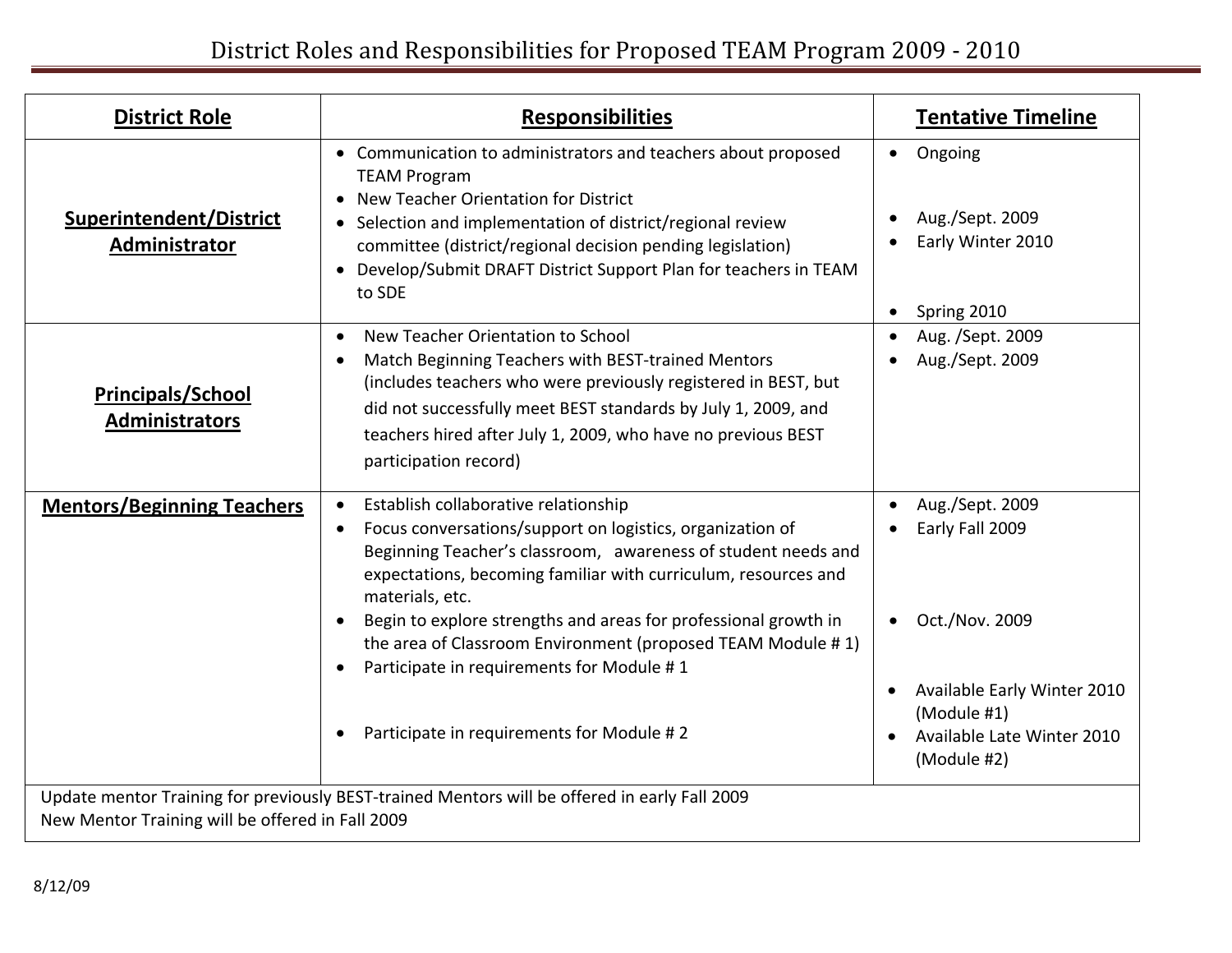# District Roles and Responsibilities for Proposed TEAM Program 2009 - 2010

| District Role | Responsibilities | Tentative Timeline |
| --- | --- | --- |
| **Superintendent/District Administrator** | • Communication to administrators and teachers about proposed TEAM Program<br>• New Teacher Orientation for District<br>• Selection and implementation of district/regional review committee (district/regional decision pending legislation)<br>• Develop/Submit DRAFT District Support Plan for teachers in TEAM to SDE | • Ongoing<br>• Aug./Sept. 2009<br>• Early Winter 2010<br>• Spring 2010 |
| **Principals/School Administrators** | • New Teacher Orientation to School<br>• Match Beginning Teachers with BEST-trained Mentors (includes teachers who were previously registered in BEST, but did not successfully meet BEST standards by July 1, 2009, and teachers hired after July 1, 2009, who have no previous BEST participation record) | • Aug. /Sept. 2009<br>• Aug./Sept. 2009 |
| **Mentors/Beginning Teachers** | • Establish collaborative relationship<br>• Focus conversations/support on logistics, organization of Beginning Teacher's classroom, awareness of student needs and expectations, becoming familiar with curriculum, resources and materials, etc.<br>• Begin to explore strengths and areas for professional growth in the area of Classroom Environment (proposed TEAM Module # 1)<br>• Participate in requirements for Module # 1<br>• Participate in requirements for Module # 2 | • Aug./Sept. 2009<br>• Early Fall 2009<br>• Oct./Nov. 2009<br>• Available Early Winter 2010 (Module #1)<br>• Available Late Winter 2010 (Module #2) |

Update mentor Training for previously BEST-trained Mentors will be offered in early Fall 2009
New Mentor Training will be offered in Fall 2009

8/12/09